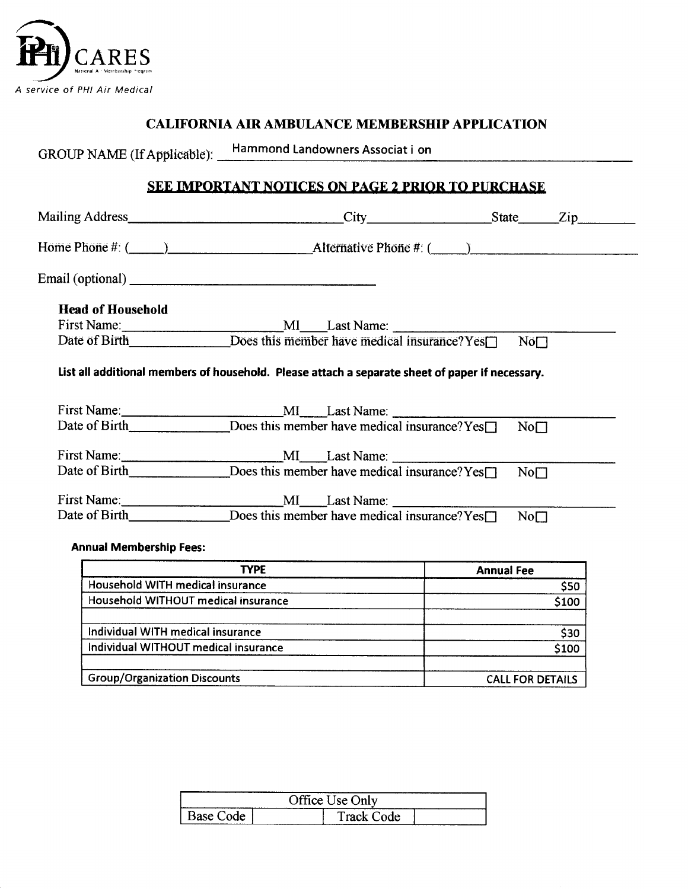PHI CARES
National Air Membership Program
*A service of PHI Air Medical*

## CALIFORNIA AIR AMBULANCE MEMBERSHIP APPLICATION

GROUP NAME (If Applicable): Hammond Landowners Associat i on

**SEE IMPORTANT NOTICES ON PAGE 2 PRIOR TO PURCHASE**

Mailing Address\_\_\_\_\_\_\_\_\_\_\_\_\_\_\_\_\_\_\_\_ City\_\_\_\_\_\_\_\_\_\_\_\_ State\_\_\_\_ Zip\_\_\_\_\_\_

Home Phone #: (\_\_\_\_)\_\_\_\_\_\_\_\_\_\_\_\_\_\_ Alternative Phone #: (\_\_\_\_)\_\_\_\_\_\_\_\_\_\_\_\_\_\_

Email (optional) \_\_\_\_\_\_\_\_\_\_\_\_\_\_\_\_\_\_\_\_

**Head of Household**

First Name:\_\_\_\_\_\_\_\_\_\_\_\_\_\_ MI\_\_\_\_ Last Name: \_\_\_\_\_\_\_\_\_\_\_\_\_\_\_\_\_\_\_\_

Date of Birth\_\_\_\_\_\_\_\_\_\_ Does this member have medical insurance? Yes☐ No☐

**List all additional members of household. Please attach a separate sheet of paper if necessary.**

First Name:\_\_\_\_\_\_\_\_\_\_\_\_\_\_ MI\_\_\_\_ Last Name: \_\_\_\_\_\_\_\_\_\_\_\_\_\_\_\_\_\_\_\_

Date of Birth\_\_\_\_\_\_\_\_\_\_ Does this member have medical insurance? Yes☐ No☐

First Name:\_\_\_\_\_\_\_\_\_\_\_\_\_\_ MI\_\_\_\_ Last Name: \_\_\_\_\_\_\_\_\_\_\_\_\_\_\_\_\_\_\_\_

Date of Birth\_\_\_\_\_\_\_\_\_\_ Does this member have medical insurance? Yes☐ No☐

First Name:\_\_\_\_\_\_\_\_\_\_\_\_\_\_ MI\_\_\_\_ Last Name: \_\_\_\_\_\_\_\_\_\_\_\_\_\_\_\_\_\_\_\_

Date of Birth\_\_\_\_\_\_\_\_\_\_ Does this member have medical insurance? Yes☐ No☐

**Annual Membership Fees:**

| TYPE | Annual Fee |
|---|---|
| Household WITH medical insurance | $50 |
| Household WITHOUT medical insurance | $100 |
| | |
| Individual WITH medical insurance | $30 |
| Individual WITHOUT medical insurance | $100 |
| | |
| Group/Organization Discounts | CALL FOR DETAILS |

| Office Use Only | | | |
|---|---|---|---|
| Base Code | | Track Code | |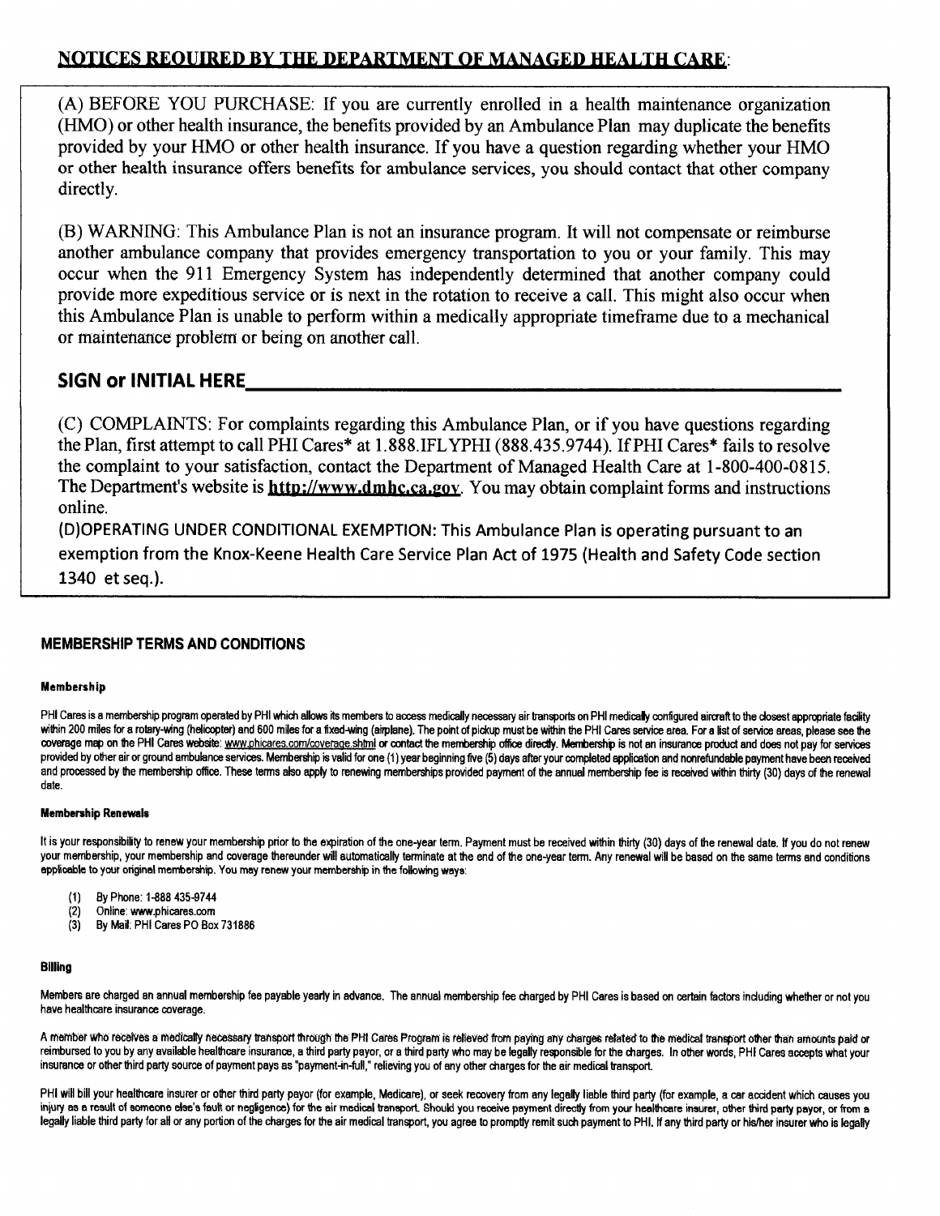## NOTICES REQUIRED BY THE DEPARTMENT OF MANAGED HEALTH CARE:

(A) BEFORE YOU PURCHASE: If you are currently enrolled in a health maintenance organization (HMO) or other health insurance, the benefits provided by an Ambulance Plan may duplicate the benefits provided by your HMO or other health insurance. If you have a question regarding whether your HMO or other health insurance offers benefits for ambulance services, you should contact that other company directly.

(B) WARNING: This Ambulance Plan is not an insurance program. It will not compensate or reimburse another ambulance company that provides emergency transportation to you or your family. This may occur when the 911 Emergency System has independently determined that another company could provide more expeditious service or is next in the rotation to receive a call. This might also occur when this Ambulance Plan is unable to perform within a medically appropriate timeframe due to a mechanical or maintenance problem or being on another call.

**SIGN or INITIAL HERE**_______________________________________________

(C) COMPLAINTS: For complaints regarding this Ambulance Plan, or if you have questions regarding the Plan, first attempt to call PHI Cares* at 1.888.IFLYPHI (888.435.9744). If PHI Cares* fails to resolve the complaint to your satisfaction, contact the Department of Managed Health Care at 1-800-400-0815. The Department's website is **http://www.dmhc.ca.gov**. You may obtain complaint forms and instructions online.

(D)OPERATING UNDER CONDITIONAL EXEMPTION: This Ambulance Plan is operating pursuant to an exemption from the Knox-Keene Health Care Service Plan Act of 1975 (Health and Safety Code section 1340 et seq.).

### MEMBERSHIP TERMS AND CONDITIONS

#### Membership

PHI Cares is a membership program operated by PHI which allows its members to access medically necessary air transports on PHI medically configured aircraft to the closest appropriate facility within 200 miles for a rotary-wing (helicopter) and 600 miles for a fixed-wing (airplane). The point of pickup must be within the PHI Cares service area. For a list of service areas, please see the coverage map on the PHI Cares website: www.phicares.com/coverage.shtml or contact the membership office directly. Membership is not an insurance product and does not pay for services provided by other air or ground ambulance services. Membership is valid for one (1) year beginning five (5) days after your completed application and nonrefundable payment have been received and processed by the membership office. These terms also apply to renewing memberships provided payment of the annual membership fee is received within thirty (30) days of the renewal date.

#### Membership Renewals

It is your responsibility to renew your membership prior to the expiration of the one-year term. Payment must be received within thirty (30) days of the renewal date. If you do not renew your membership, your membership and coverage thereunder will automatically terminate at the end of the one-year term. Any renewal will be based on the same terms and conditions applicable to your original membership. You may renew your membership in the following ways:

(1) By Phone: 1-888 435-9744
(2) Online: www.phicares.com
(3) By Mail: PHI Cares PO Box 731886

#### Billing

Members are charged an annual membership fee payable yearly in advance. The annual membership fee charged by PHI Cares is based on certain factors including whether or not you have healthcare insurance coverage.

A member who receives a medically necessary transport through the PHI Cares Program is relieved from paying any charges related to the medical transport other than amounts paid or reimbursed to you by any available healthcare insurance, a third party payor, or a third party who may be legally responsible for the charges. In other words, PHI Cares accepts what your insurance or other third party source of payment pays as "payment-in-full," relieving you of any other charges for the air medical transport.

PHI will bill your healthcare insurer or other third party payor (for example, Medicare), or seek recovery from any legally liable third party (for example, a car accident which causes you injury as a result of someone else's fault or negligence) for the air medical transport. Should you receive payment directly from your healthcare insurer, other third party payor, or from a legally liable third party for all or any portion of the charges for the air medical transport, you agree to promptly remit such payment to PHI. If any third party or his/her insurer who is legally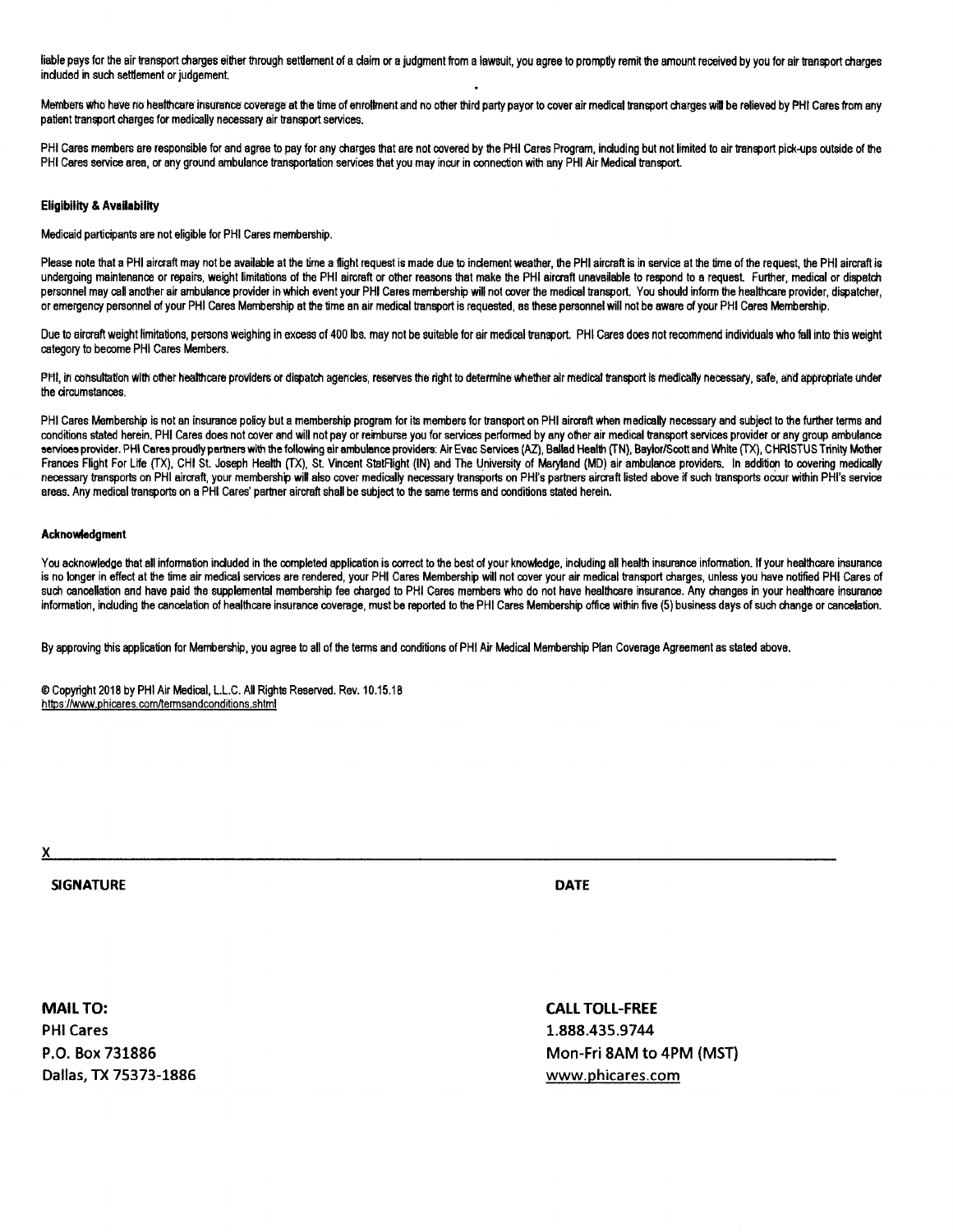liable pays for the air transport charges either through settlement of a claim or a judgment from a lawsuit, you agree to promptly remit the amount received by you for air transport charges included in such settlement or judgement.

Members who have no healthcare insurance coverage at the time of enrollment and no other third party payor to cover air medical transport charges will be relieved by PHI Cares from any patient transport charges for medically necessary air transport services.

PHI Cares members are responsible for and agree to pay for any charges that are not covered by the PHI Cares Program, including but not limited to air transport pick-ups outside of the PHI Cares service area, or any ground ambulance transportation services that you may incur in connection with any PHI Air Medical transport.

**Eligibility & Availability**

Medicaid participants are not eligible for PHI Cares membership.

Please note that a PHI aircraft may not be available at the time a flight request is made due to inclement weather, the PHI aircraft is in service at the time of the request, the PHI aircraft is undergoing maintenance or repairs, weight limitations of the PHI aircraft or other reasons that make the PHI aircraft unavailable to respond to a request. Further, medical or dispatch personnel may call another air ambulance provider in which event your PHI Cares membership will not cover the medical transport. You should inform the healthcare provider, dispatcher, or emergency personnel of your PHI Cares Membership at the time an air medical transport is requested, as these personnel will not be aware of your PHI Cares Membership.

Due to aircraft weight limitations, persons weighing in excess of 400 lbs. may not be suitable for air medical transport. PHI Cares does not recommend individuals who fall into this weight category to become PHI Cares Members.

PHI, in consultation with other healthcare providers or dispatch agencies, reserves the right to determine whether air medical transport is medically necessary, safe, and appropriate under the circumstances.

PHI Cares Membership is not an insurance policy but a membership program for its members for transport on PHI aircraft when medically necessary and subject to the further terms and conditions stated herein. PHI Cares does not cover and will not pay or reimburse you for services performed by any other air medical transport services provider or any group ambulance services provider. PHI Cares proudly partners with the following air ambulance providers: Air Evac Services (AZ), Ballad Health (TN), Baylor/Scott and White (TX), CHRISTUS Trinity Mother Frances Flight For Life (TX), CHI St. Joseph Health (TX), St. Vincent StatFlight (IN) and The University of Maryland (MD) air ambulance providers. In addition to covering medically necessary transports on PHI aircraft, your membership will also cover medically necessary transports on PHI's partners aircraft listed above if such transports occur within PHI's service areas. Any medical transports on a PHI Cares' partner aircraft shall be subject to the same terms and conditions stated herein.

**Acknowledgment**

You acknowledge that all information included in the completed application is correct to the best of your knowledge, including all health insurance information. If your healthcare insurance is no longer in effect at the time air medical services are rendered, your PHI Cares Membership will not cover your air medical transport charges, unless you have notified PHI Cares of such cancellation and have paid the supplemental membership fee charged to PHI Cares members who do not have healthcare insurance. Any changes in your healthcare insurance information, including the cancelation of healthcare insurance coverage, must be reported to the PHI Cares Membership office within five (5) business days of such change or cancelation.

By approving this application for Membership, you agree to all of the terms and conditions of PHI Air Medical Membership Plan Coverage Agreement as stated above.

© Copyright 2018 by PHI Air Medical, L.L.C. All Rights Reserved. Rev. 10.15.18
https://www.phicares.com/termsandconditions.shtml

X______________________________________________

**SIGNATURE** **DATE**

**MAIL TO:**
PHI Cares
P.O. Box 731886
Dallas, TX 75373-1886

**CALL TOLL-FREE**
1.888.435.9744
Mon-Fri 8AM to 4PM (MST)
www.phicares.com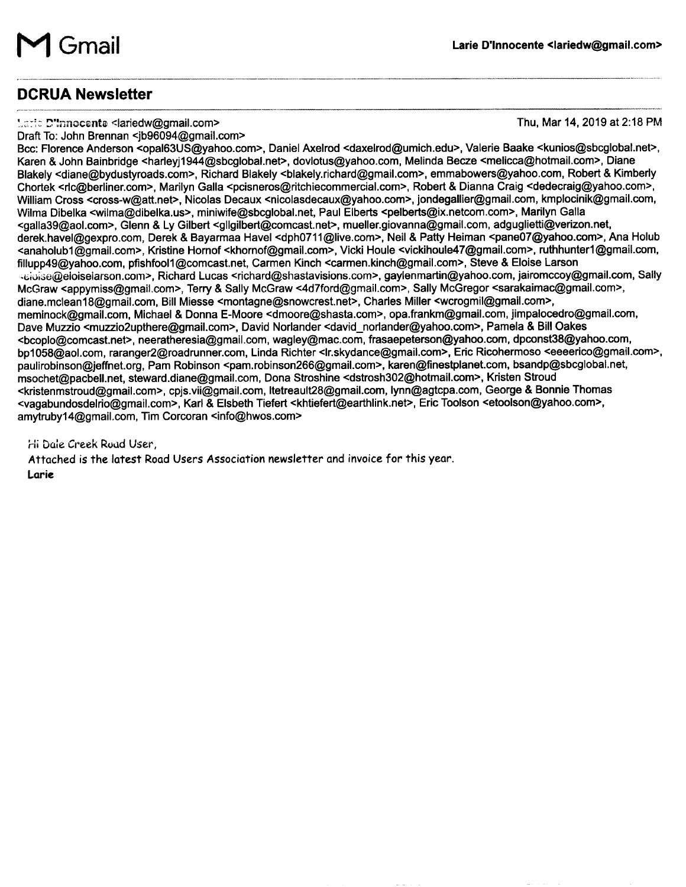Gmail

Larie D'Innocente <lariedw@gmail.com>

## DCRUA Newsletter

Larie D'Innocente <lariedw@gmail.com>

Thu, Mar 14, 2019 at 2:18 PM

Draft To: John Brennan <jb96094@gmail.com>

Bcc: Florence Anderson <opal63US@yahoo.com>, Daniel Axelrod <daxelrod@umich.edu>, Valerie Baake <kunios@sbcglobal.net>, Karen & John Bainbridge <harleyj1944@sbcglobal.net>, dovlotus@yahoo.com, Melinda Becze <melicca@hotmail.com>, Diane Blakely <diane@bydustyroads.com>, Richard Blakely <blakely.richard@gmail.com>, emmabowers@yahoo.com, Robert & Kimberly Chortek <rlc@berliner.com>, Marilyn Galla <pcisneros@ritchiecommercial.com>, Robert & Dianna Craig <dedecraig@yahoo.com>, William Cross <cross-w@att.net>, Nicolas Decaux <nicolasdecaux@yahoo.com>, jondegallier@gmail.com, kmplocinik@gmail.com, Wilma Dibelka <wilma@dibelka.us>, miniwife@sbcglobal.net, Paul Elberts <pelberts@ix.netcom.com>, Marilyn Galla <galla39@aol.com>, Glenn & Ly Gilbert <gllgilbert@comcast.net>, mueller.giovanna@gmail.com, adguglietti@verizon.net, derek.havel@gexpro.com, Derek & Bayarmaa Havel <dph0711@live.com>, Neil & Patty Heiman <pane07@yahoo.com>, Ana Holub <anaholub1@gmail.com>, Kristine Hornof <khornof@gmail.com>, Vicki Houle <vickihoule47@gmail.com>, ruthhunter1@gmail.com, fillupp49@yahoo.com, pfishfool1@comcast.net, Carmen Kinch <carmen.kinch@gmail.com>, Steve & Eloise Larson <eloise@eloiselarson.com>, Richard Lucas <richard@shastavisions.com>, gaylenmartin@yahoo.com, jairomccoy@gmail.com, Sally McGraw <appymiss@gmail.com>, Terry & Sally McGraw <4d7ford@gmail.com>, Sally McGregor <sarakaimac@gmail.com>, diane.mclean18@gmail.com, Bill Miesse <montagne@snowcrest.net>, Charles Miller <wcrogmil@gmail.com>, meminock@gmail.com, Michael & Donna E-Moore <dmoore@shasta.com>, opa.frankm@gmail.com, jimpalocedro@gmail.com, Dave Muzzio <muzzio2upthere@gmail.com>, David Norlander <david_norlander@yahoo.com>, Pamela & Bill Oakes <bcoplo@comcast.net>, neeratheresia@gmail.com, wagley@mac.com, frasaepeterson@yahoo.com, dpconst38@yahoo.com, bp1058@aol.com, raranger2@roadrunner.com, Linda Richter <lr.skydance@gmail.com>, Eric Ricohermoso <eeeerico@gmail.com>, paulirobinson@jeffnet.org, Pam Robinson <pam.robinson266@gmail.com>, karen@finestplanet.com, bsandp@sbcglobal.net, msochet@pacbell.net, steward.diane@gmail.com, Dona Stroshine <dstrosh302@hotmail.com>, Kristen Stroud <kristenmstroud@gmail.com>, cpjs.vii@gmail.com, ltetreault28@gmail.com, lynn@agtcpa.com, George & Bonnie Thomas <vagabundosdelrio@gmail.com>, Karl & Elsbeth Tiefert <khtiefert@earthlink.net>, Eric Toolson <etoolson@yahoo.com>, amytruby14@gmail.com, Tim Corcoran <info@hwos.com>

Hi Dale Creek Road User,

Attached is the latest Road Users Association newsletter and invoice for this year.

**Larie**